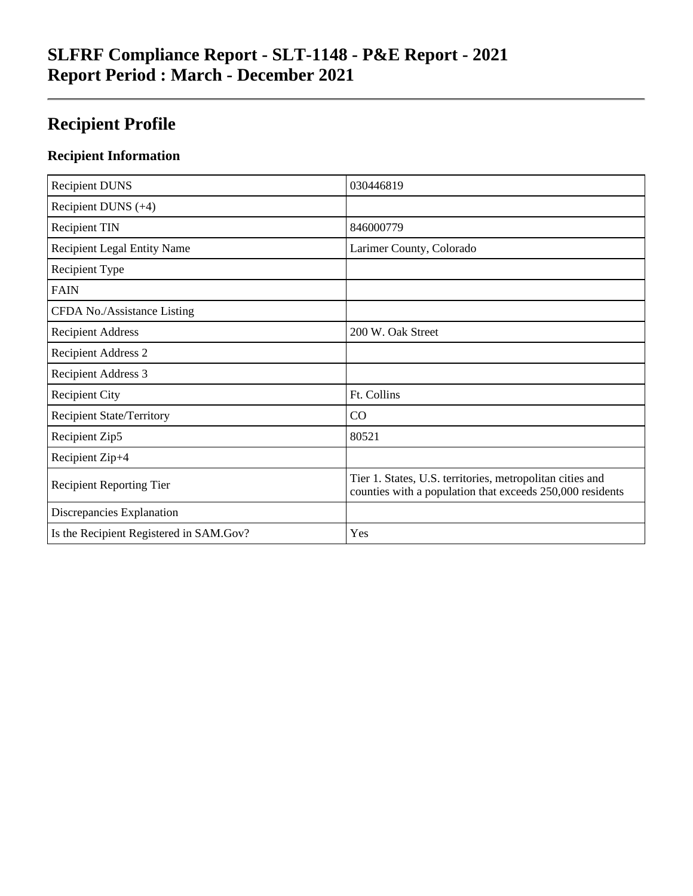# SLFRF Compliance Report - SLT-1148 - P&E Report - 2021
# Report Period : March - December 2021

## Recipient Profile

### Recipient Information

| | |
|---|---|
| Recipient DUNS | 030446819 |
| Recipient DUNS (+4) | |
| Recipient TIN | 846000779 |
| Recipient Legal Entity Name | Larimer County, Colorado |
| Recipient Type | |
| FAIN | |
| CFDA No./Assistance Listing | |
| Recipient Address | 200 W. Oak Street |
| Recipient Address 2 | |
| Recipient Address 3 | |
| Recipient City | Ft. Collins |
| Recipient State/Territory | CO |
| Recipient Zip5 | 80521 |
| Recipient Zip+4 | |
| Recipient Reporting Tier | Tier 1. States, U.S. territories, metropolitan cities and counties with a population that exceeds 250,000 residents |
| Discrepancies Explanation | |
| Is the Recipient Registered in SAM.Gov? | Yes |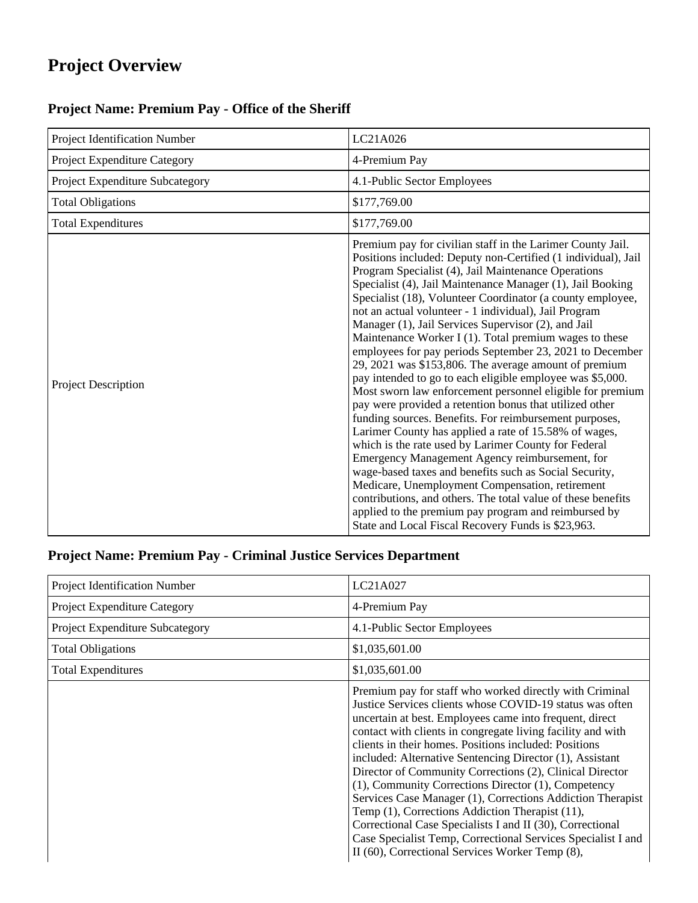# Project Overview

## Project Name: Premium Pay - Office of the Sheriff

| Project Identification Number | LC21A026 |
|---|---|
| Project Expenditure Category | 4-Premium Pay |
| Project Expenditure Subcategory | 4.1-Public Sector Employees |
| Total Obligations | $177,769.00 |
| Total Expenditures | $177,769.00 |
| Project Description | Premium pay for civilian staff in the Larimer County Jail. Positions included: Deputy non-Certified (1 individual), Jail Program Specialist (4), Jail Maintenance Operations Specialist (4), Jail Maintenance Manager (1), Jail Booking Specialist (18), Volunteer Coordinator (a county employee, not an actual volunteer - 1 individual), Jail Program Manager (1), Jail Services Supervisor (2), and Jail Maintenance Worker I (1). Total premium wages to these employees for pay periods September 23, 2021 to December 29, 2021 was $153,806. The average amount of premium pay intended to go to each eligible employee was $5,000. Most sworn law enforcement personnel eligible for premium pay were provided a retention bonus that utilized other funding sources. Benefits. For reimbursement purposes, Larimer County has applied a rate of 15.58% of wages, which is the rate used by Larimer County for Federal Emergency Management Agency reimbursement, for wage-based taxes and benefits such as Social Security, Medicare, Unemployment Compensation, retirement contributions, and others. The total value of these benefits applied to the premium pay program and reimbursed by State and Local Fiscal Recovery Funds is $23,963. |

## Project Name: Premium Pay - Criminal Justice Services Department

| Project Identification Number | LC21A027 |
|---|---|
| Project Expenditure Category | 4-Premium Pay |
| Project Expenditure Subcategory | 4.1-Public Sector Employees |
| Total Obligations | $1,035,601.00 |
| Total Expenditures | $1,035,601.00 |
| | Premium pay for staff who worked directly with Criminal Justice Services clients whose COVID-19 status was often uncertain at best. Employees came into frequent, direct contact with clients in congregate living facility and with clients in their homes. Positions included: Positions included: Alternative Sentencing Director (1), Assistant Director of Community Corrections (2), Clinical Director (1), Community Corrections Director (1), Competency Services Case Manager (1), Corrections Addiction Therapist Temp (1), Corrections Addiction Therapist (11), Correctional Case Specialists I and II (30), Correctional Case Specialist Temp, Correctional Services Specialist I and II (60), Correctional Services Worker Temp (8), |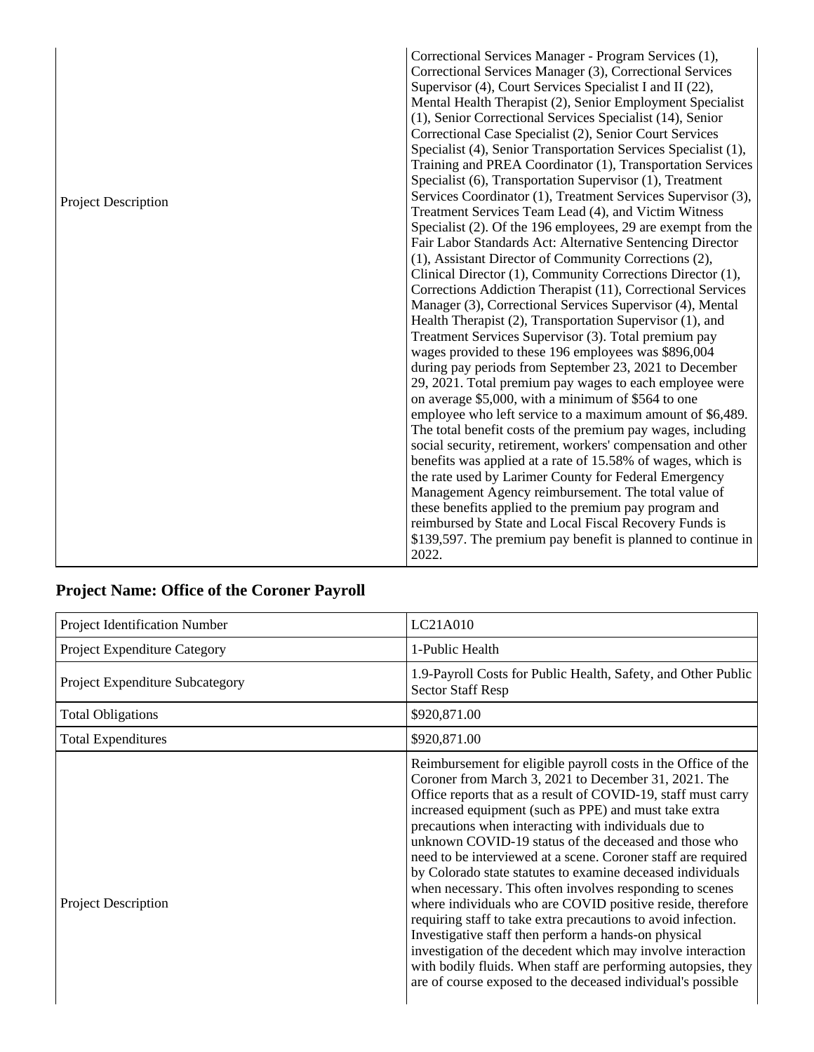| | |
|---|---|
| Project Description | Correctional Services Manager - Program Services (1), Correctional Services Manager (3), Correctional Services Supervisor (4), Court Services Specialist I and II (22), Mental Health Therapist (2), Senior Employment Specialist (1), Senior Correctional Services Specialist (14), Senior Correctional Case Specialist (2), Senior Court Services Specialist (4), Senior Transportation Services Specialist (1), Training and PREA Coordinator (1), Transportation Services Specialist (6), Transportation Supervisor (1), Treatment Services Coordinator (1), Treatment Services Supervisor (3), Treatment Services Team Lead (4), and Victim Witness Specialist (2). Of the 196 employees, 29 are exempt from the Fair Labor Standards Act: Alternative Sentencing Director (1), Assistant Director of Community Corrections (2), Clinical Director (1), Community Corrections Director (1), Corrections Addiction Therapist (11), Correctional Services Manager (3), Correctional Services Supervisor (4), Mental Health Therapist (2), Transportation Supervisor (1), and Treatment Services Supervisor (3). Total premium pay wages provided to these 196 employees was $896,004 during pay periods from September 23, 2021 to December 29, 2021. Total premium pay wages to each employee were on average $5,000, with a minimum of $564 to one employee who left service to a maximum amount of $6,489. The total benefit costs of the premium pay wages, including social security, retirement, workers' compensation and other benefits was applied at a rate of 15.58% of wages, which is the rate used by Larimer County for Federal Emergency Management Agency reimbursement. The total value of these benefits applied to the premium pay program and reimbursed by State and Local Fiscal Recovery Funds is $139,597. The premium pay benefit is planned to continue in 2022. |

## Project Name: Office of the Coroner Payroll

| | |
|---|---|
| Project Identification Number | LC21A010 |
| Project Expenditure Category | 1-Public Health |
| Project Expenditure Subcategory | 1.9-Payroll Costs for Public Health, Safety, and Other Public Sector Staff Resp |
| Total Obligations | $920,871.00 |
| Total Expenditures | $920,871.00 |
| Project Description | Reimbursement for eligible payroll costs in the Office of the Coroner from March 3, 2021 to December 31, 2021. The Office reports that as a result of COVID-19, staff must carry increased equipment (such as PPE) and must take extra precautions when interacting with individuals due to unknown COVID-19 status of the deceased and those who need to be interviewed at a scene. Coroner staff are required by Colorado state statutes to examine deceased individuals when necessary. This often involves responding to scenes where individuals who are COVID positive reside, therefore requiring staff to take extra precautions to avoid infection. Investigative staff then perform a hands-on physical investigation of the decedent which may involve interaction with bodily fluids. When staff are performing autopsies, they are of course exposed to the deceased individual's possible |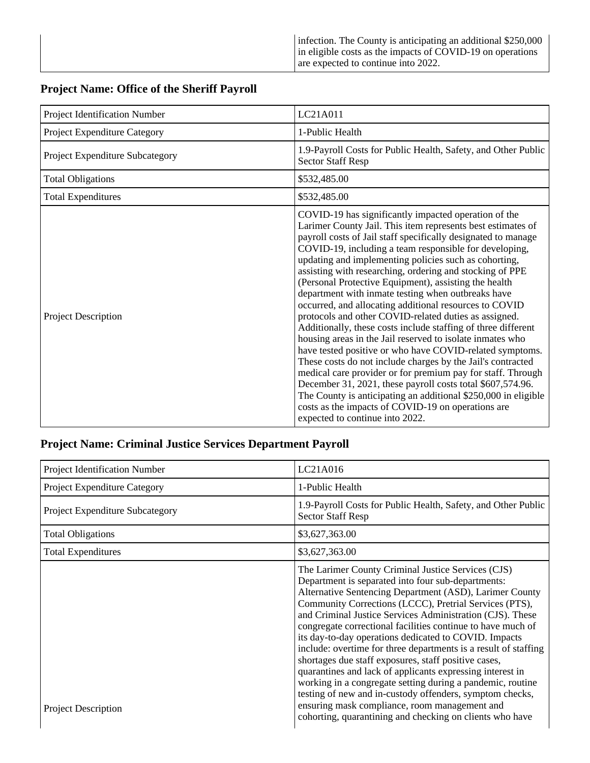| | infection. The County is anticipating an additional $250,000 in eligible costs as the impacts of COVID-19 on operations are expected to continue into 2022. |
|---|---|

## Project Name: Office of the Sheriff Payroll

| | |
|---|---|
| Project Identification Number | LC21A011 |
| Project Expenditure Category | 1-Public Health |
| Project Expenditure Subcategory | 1.9-Payroll Costs for Public Health, Safety, and Other Public Sector Staff Resp |
| Total Obligations | $532,485.00 |
| Total Expenditures | $532,485.00 |
| Project Description | COVID-19 has significantly impacted operation of the Larimer County Jail. This item represents best estimates of payroll costs of Jail staff specifically designated to manage COVID-19, including a team responsible for developing, updating and implementing policies such as cohorting, assisting with researching, ordering and stocking of PPE (Personal Protective Equipment), assisting the health department with inmate testing when outbreaks have occurred, and allocating additional resources to COVID protocols and other COVID-related duties as assigned. Additionally, these costs include staffing of three different housing areas in the Jail reserved to isolate inmates who have tested positive or who have COVID-related symptoms. These costs do not include charges by the Jail's contracted medical care provider or for premium pay for staff. Through December 31, 2021, these payroll costs total $607,574.96. The County is anticipating an additional $250,000 in eligible costs as the impacts of COVID-19 on operations are expected to continue into 2022. |

## Project Name: Criminal Justice Services Department Payroll

| | |
|---|---|
| Project Identification Number | LC21A016 |
| Project Expenditure Category | 1-Public Health |
| Project Expenditure Subcategory | 1.9-Payroll Costs for Public Health, Safety, and Other Public Sector Staff Resp |
| Total Obligations | $3,627,363.00 |
| Total Expenditures | $3,627,363.00 |
| Project Description | The Larimer County Criminal Justice Services (CJS) Department is separated into four sub-departments: Alternative Sentencing Department (ASD), Larimer County Community Corrections (LCCC), Pretrial Services (PTS), and Criminal Justice Services Administration (CJS). These congregate correctional facilities continue to have much of its day-to-day operations dedicated to COVID. Impacts include: overtime for three departments is a result of staffing shortages due staff exposures, staff positive cases, quarantines and lack of applicants expressing interest in working in a congregate setting during a pandemic, routine testing of new and in-custody offenders, symptom checks, ensuring mask compliance, room management and cohorting, quarantining and checking on clients who have |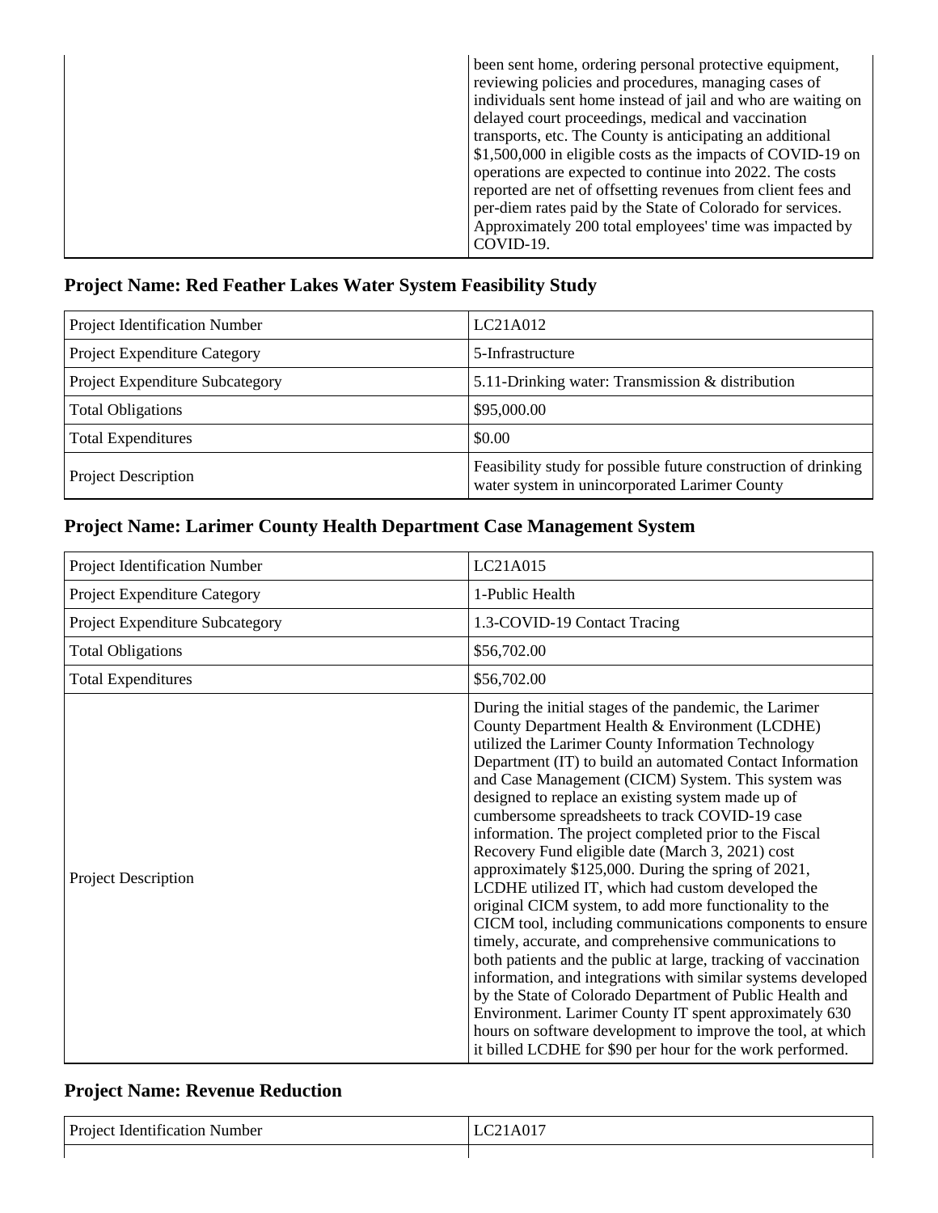| | been sent home, ordering personal protective equipment, reviewing policies and procedures, managing cases of individuals sent home instead of jail and who are waiting on delayed court proceedings, medical and vaccination transports, etc. The County is anticipating an additional $1,500,000 in eligible costs as the impacts of COVID-19 on operations are expected to continue into 2022. The costs reported are net of offsetting revenues from client fees and per-diem rates paid by the State of Colorado for services. Approximately 200 total employees' time was impacted by COVID-19. |
|---|---|

## Project Name: Red Feather Lakes Water System Feasibility Study

| | |
|---|---|
| Project Identification Number | LC21A012 |
| Project Expenditure Category | 5-Infrastructure |
| Project Expenditure Subcategory | 5.11-Drinking water: Transmission & distribution |
| Total Obligations | $95,000.00 |
| Total Expenditures | $0.00 |
| Project Description | Feasibility study for possible future construction of drinking water system in unincorporated Larimer County |

## Project Name: Larimer County Health Department Case Management System

| | |
|---|---|
| Project Identification Number | LC21A015 |
| Project Expenditure Category | 1-Public Health |
| Project Expenditure Subcategory | 1.3-COVID-19 Contact Tracing |
| Total Obligations | $56,702.00 |
| Total Expenditures | $56,702.00 |
| Project Description | During the initial stages of the pandemic, the Larimer County Department Health & Environment (LCDHE) utilized the Larimer County Information Technology Department (IT) to build an automated Contact Information and Case Management (CICM) System. This system was designed to replace an existing system made up of cumbersome spreadsheets to track COVID-19 case information. The project completed prior to the Fiscal Recovery Fund eligible date (March 3, 2021) cost approximately $125,000. During the spring of 2021, LCDHE utilized IT, which had custom developed the original CICM system, to add more functionality to the CICM tool, including communications components to ensure timely, accurate, and comprehensive communications to both patients and the public at large, tracking of vaccination information, and integrations with similar systems developed by the State of Colorado Department of Public Health and Environment. Larimer County IT spent approximately 630 hours on software development to improve the tool, at which it billed LCDHE for $90 per hour for the work performed. |

## Project Name: Revenue Reduction

| | |
|---|---|
| Project Identification Number | LC21A017 |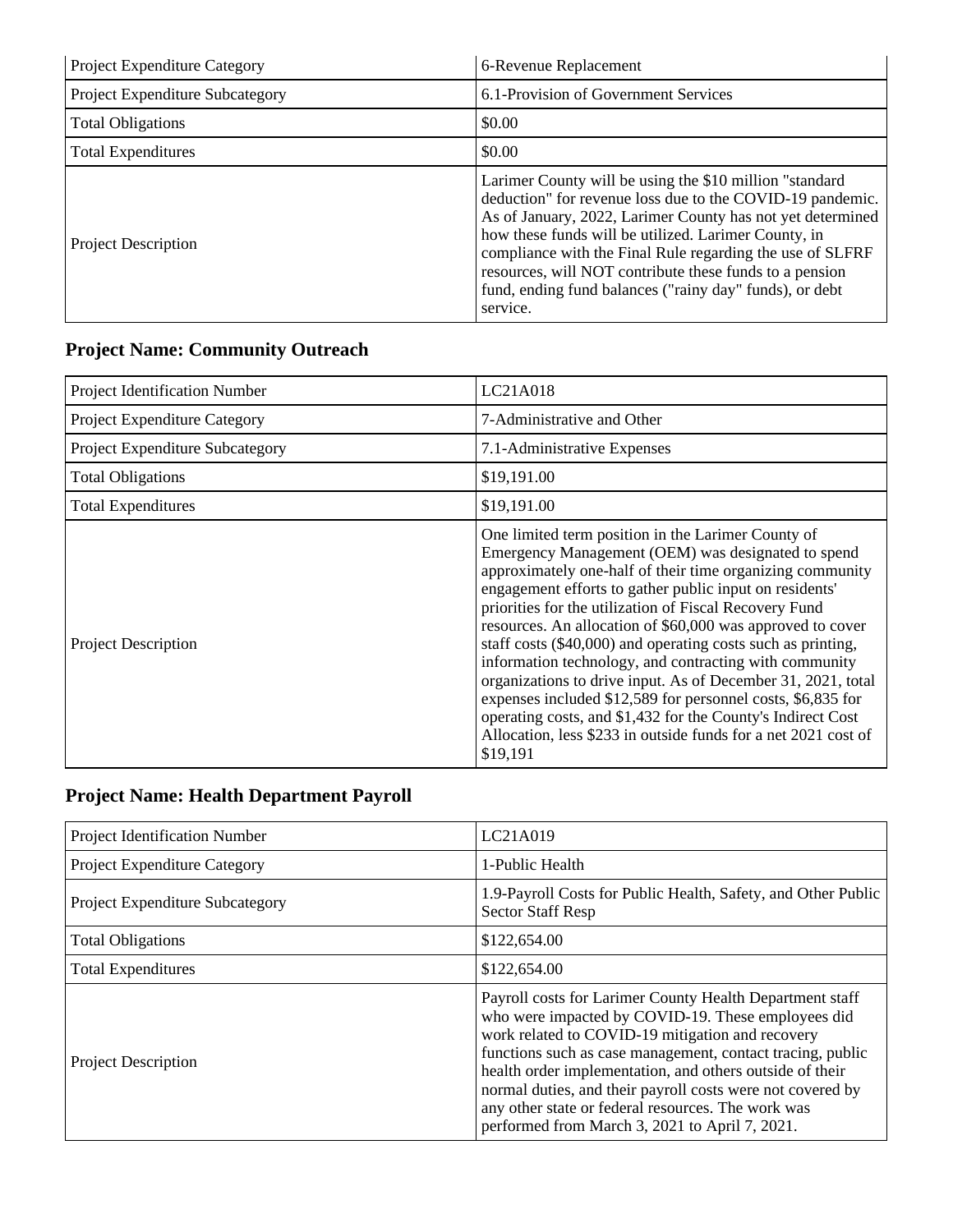| | |
|---|---|
| Project Expenditure Category | 6-Revenue Replacement |
| Project Expenditure Subcategory | 6.1-Provision of Government Services |
| Total Obligations | $0.00 |
| Total Expenditures | $0.00 |
| Project Description | Larimer County will be using the $10 million "standard deduction" for revenue loss due to the COVID-19 pandemic. As of January, 2022, Larimer County has not yet determined how these funds will be utilized. Larimer County, in compliance with the Final Rule regarding the use of SLFRF resources, will NOT contribute these funds to a pension fund, ending fund balances ("rainy day" funds), or debt service. |

## Project Name: Community Outreach

| | |
|---|---|
| Project Identification Number | LC21A018 |
| Project Expenditure Category | 7-Administrative and Other |
| Project Expenditure Subcategory | 7.1-Administrative Expenses |
| Total Obligations | $19,191.00 |
| Total Expenditures | $19,191.00 |
| Project Description | One limited term position in the Larimer County of Emergency Management (OEM) was designated to spend approximately one-half of their time organizing community engagement efforts to gather public input on residents' priorities for the utilization of Fiscal Recovery Fund resources. An allocation of $60,000 was approved to cover staff costs ($40,000) and operating costs such as printing, information technology, and contracting with community organizations to drive input. As of December 31, 2021, total expenses included $12,589 for personnel costs, $6,835 for operating costs, and $1,432 for the County's Indirect Cost Allocation, less $233 in outside funds for a net 2021 cost of $19,191 |

## Project Name: Health Department Payroll

| | |
|---|---|
| Project Identification Number | LC21A019 |
| Project Expenditure Category | 1-Public Health |
| Project Expenditure Subcategory | 1.9-Payroll Costs for Public Health, Safety, and Other Public Sector Staff Resp |
| Total Obligations | $122,654.00 |
| Total Expenditures | $122,654.00 |
| Project Description | Payroll costs for Larimer County Health Department staff who were impacted by COVID-19. These employees did work related to COVID-19 mitigation and recovery functions such as case management, contact tracing, public health order implementation, and others outside of their normal duties, and their payroll costs were not covered by any other state or federal resources. The work was performed from March 3, 2021 to April 7, 2021. |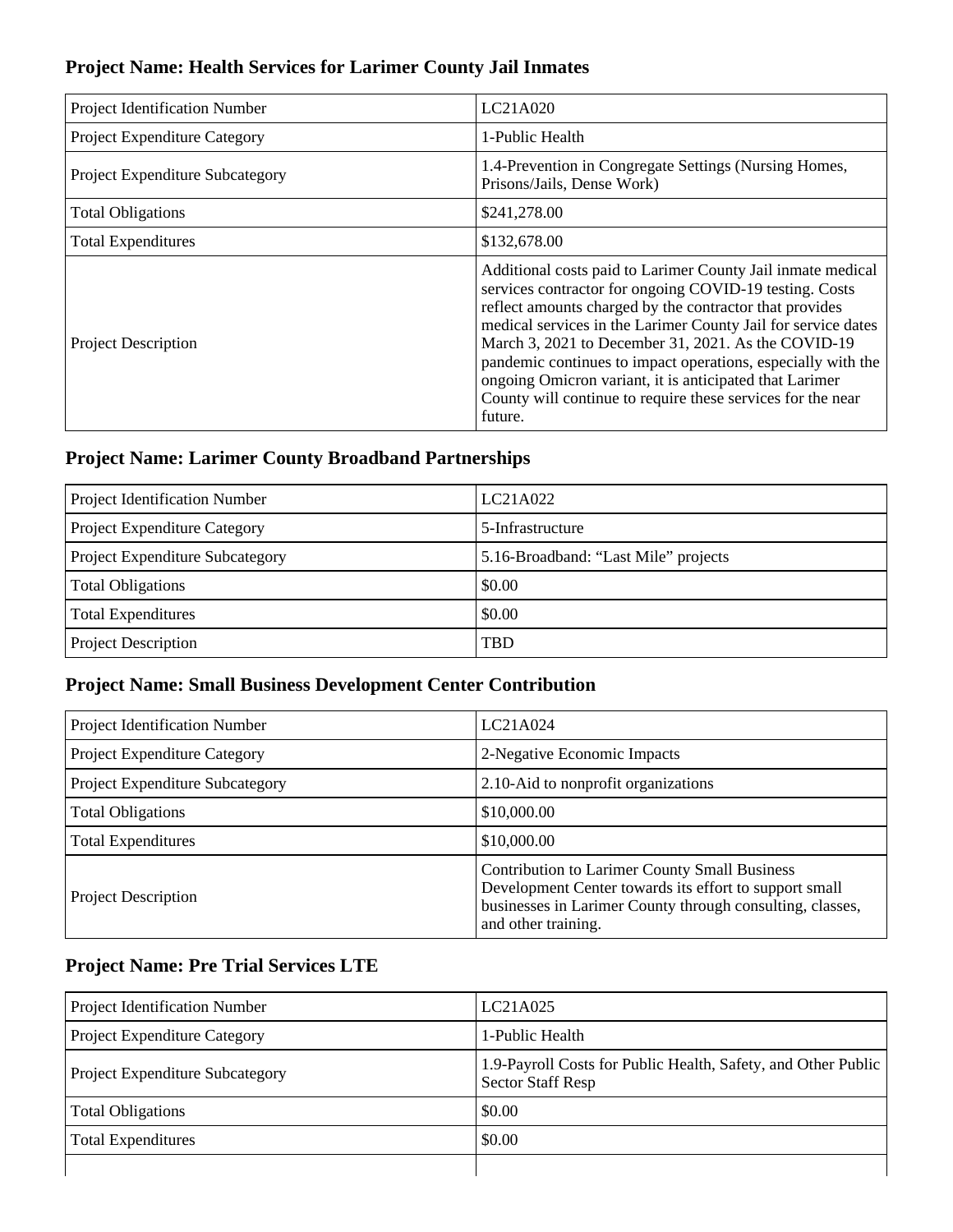### Project Name: Health Services for Larimer County Jail Inmates

| | |
|---|---|
| Project Identification Number | LC21A020 |
| Project Expenditure Category | 1-Public Health |
| Project Expenditure Subcategory | 1.4-Prevention in Congregate Settings (Nursing Homes, Prisons/Jails, Dense Work) |
| Total Obligations | $241,278.00 |
| Total Expenditures | $132,678.00 |
| Project Description | Additional costs paid to Larimer County Jail inmate medical services contractor for ongoing COVID-19 testing. Costs reflect amounts charged by the contractor that provides medical services in the Larimer County Jail for service dates March 3, 2021 to December 31, 2021. As the COVID-19 pandemic continues to impact operations, especially with the ongoing Omicron variant, it is anticipated that Larimer County will continue to require these services for the near future. |

### Project Name: Larimer County Broadband Partnerships

| | |
|---|---|
| Project Identification Number | LC21A022 |
| Project Expenditure Category | 5-Infrastructure |
| Project Expenditure Subcategory | 5.16-Broadband: "Last Mile" projects |
| Total Obligations | $0.00 |
| Total Expenditures | $0.00 |
| Project Description | TBD |

### Project Name: Small Business Development Center Contribution

| | |
|---|---|
| Project Identification Number | LC21A024 |
| Project Expenditure Category | 2-Negative Economic Impacts |
| Project Expenditure Subcategory | 2.10-Aid to nonprofit organizations |
| Total Obligations | $10,000.00 |
| Total Expenditures | $10,000.00 |
| Project Description | Contribution to Larimer County Small Business Development Center towards its effort to support small businesses in Larimer County through consulting, classes, and other training. |

### Project Name: Pre Trial Services LTE

| | |
|---|---|
| Project Identification Number | LC21A025 |
| Project Expenditure Category | 1-Public Health |
| Project Expenditure Subcategory | 1.9-Payroll Costs for Public Health, Safety, and Other Public Sector Staff Resp |
| Total Obligations | $0.00 |
| Total Expenditures | $0.00 |
| | |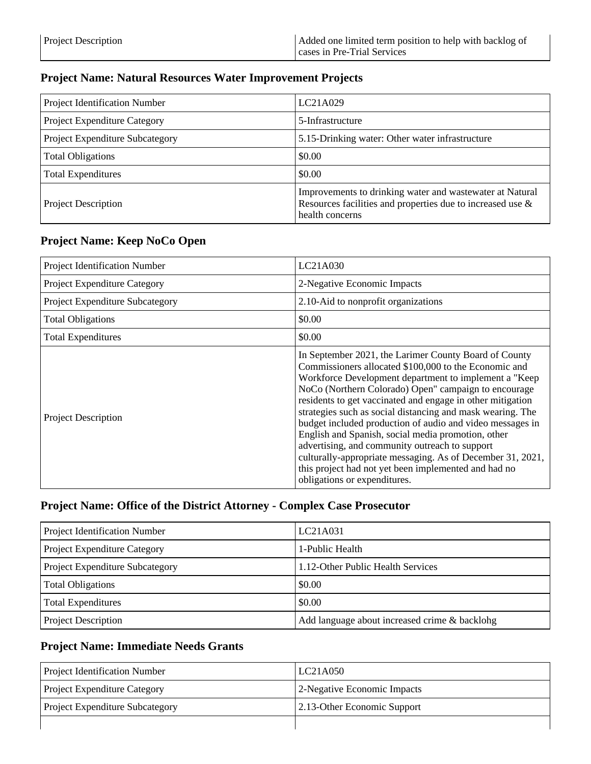| Project Description | Added one limited term position to help with backlog of cases in Pre-Trial Services |
|---|---|

## Project Name: Natural Resources Water Improvement Projects

| Project Identification Number | LC21A029 |
|---|---|
| Project Expenditure Category | 5-Infrastructure |
| Project Expenditure Subcategory | 5.15-Drinking water: Other water infrastructure |
| Total Obligations | $0.00 |
| Total Expenditures | $0.00 |
| Project Description | Improvements to drinking water and wastewater at Natural Resources facilities and properties due to increased use & health concerns |

## Project Name: Keep NoCo Open

| Project Identification Number | LC21A030 |
|---|---|
| Project Expenditure Category | 2-Negative Economic Impacts |
| Project Expenditure Subcategory | 2.10-Aid to nonprofit organizations |
| Total Obligations | $0.00 |
| Total Expenditures | $0.00 |
| Project Description | In September 2021, the Larimer County Board of County Commissioners allocated $100,000 to the Economic and Workforce Development department to implement a "Keep NoCo (Northern Colorado) Open" campaign to encourage residents to get vaccinated and engage in other mitigation strategies such as social distancing and mask wearing. The budget included production of audio and video messages in English and Spanish, social media promotion, other advertising, and community outreach to support culturally-appropriate messaging. As of December 31, 2021, this project had not yet been implemented and had no obligations or expenditures. |

## Project Name: Office of the District Attorney - Complex Case Prosecutor

| Project Identification Number | LC21A031 |
|---|---|
| Project Expenditure Category | 1-Public Health |
| Project Expenditure Subcategory | 1.12-Other Public Health Services |
| Total Obligations | $0.00 |
| Total Expenditures | $0.00 |
| Project Description | Add language about increased crime & backlohg |

## Project Name: Immediate Needs Grants

| Project Identification Number | LC21A050 |
|---|---|
| Project Expenditure Category | 2-Negative Economic Impacts |
| Project Expenditure Subcategory | 2.13-Other Economic Support |
| | |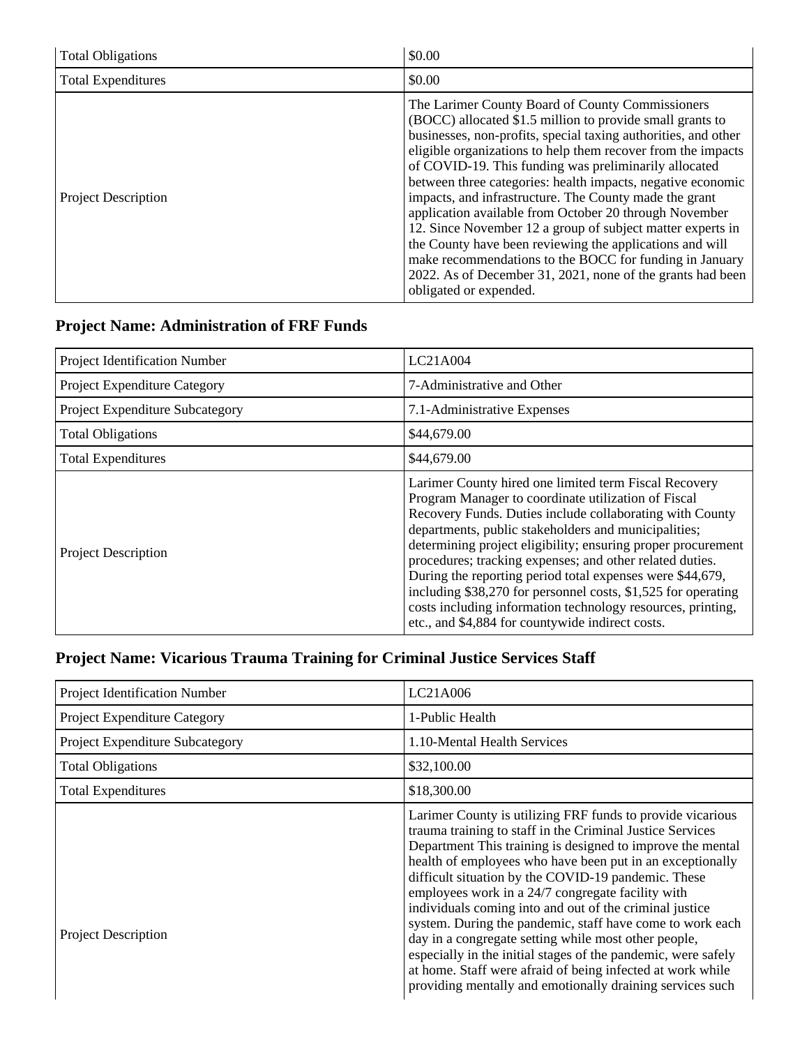| | |
|---|---|
| Total Obligations | $0.00 |
| Total Expenditures | $0.00 |
| Project Description | The Larimer County Board of County Commissioners (BOCC) allocated $1.5 million to provide small grants to businesses, non-profits, special taxing authorities, and other eligible organizations to help them recover from the impacts of COVID-19. This funding was preliminarily allocated between three categories: health impacts, negative economic impacts, and infrastructure. The County made the grant application available from October 20 through November 12. Since November 12 a group of subject matter experts in the County have been reviewing the applications and will make recommendations to the BOCC for funding in January 2022. As of December 31, 2021, none of the grants had been obligated or expended. |

## Project Name: Administration of FRF Funds

| | |
|---|---|
| Project Identification Number | LC21A004 |
| Project Expenditure Category | 7-Administrative and Other |
| Project Expenditure Subcategory | 7.1-Administrative Expenses |
| Total Obligations | $44,679.00 |
| Total Expenditures | $44,679.00 |
| Project Description | Larimer County hired one limited term Fiscal Recovery Program Manager to coordinate utilization of Fiscal Recovery Funds. Duties include collaborating with County departments, public stakeholders and municipalities; determining project eligibility; ensuring proper procurement procedures; tracking expenses; and other related duties. During the reporting period total expenses were $44,679, including $38,270 for personnel costs, $1,525 for operating costs including information technology resources, printing, etc., and $4,884 for countywide indirect costs. |

## Project Name: Vicarious Trauma Training for Criminal Justice Services Staff

| | |
|---|---|
| Project Identification Number | LC21A006 |
| Project Expenditure Category | 1-Public Health |
| Project Expenditure Subcategory | 1.10-Mental Health Services |
| Total Obligations | $32,100.00 |
| Total Expenditures | $18,300.00 |
| Project Description | Larimer County is utilizing FRF funds to provide vicarious trauma training to staff in the Criminal Justice Services Department This training is designed to improve the mental health of employees who have been put in an exceptionally difficult situation by the COVID-19 pandemic. These employees work in a 24/7 congregate facility with individuals coming into and out of the criminal justice system. During the pandemic, staff have come to work each day in a congregate setting while most other people, especially in the initial stages of the pandemic, were safely at home. Staff were afraid of being infected at work while providing mentally and emotionally draining services such |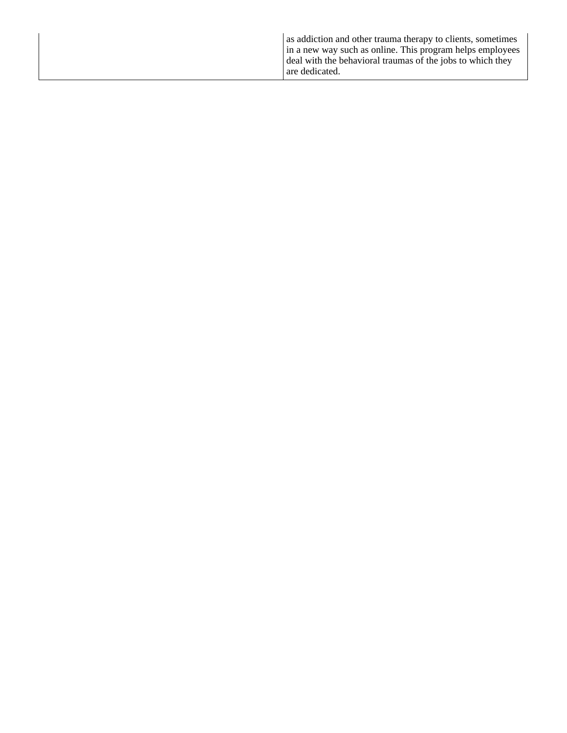| | |
|---|---|
| | as addiction and other trauma therapy to clients, sometimes in a new way such as online. This program helps employees deal with the behavioral traumas of the jobs to which they are dedicated. |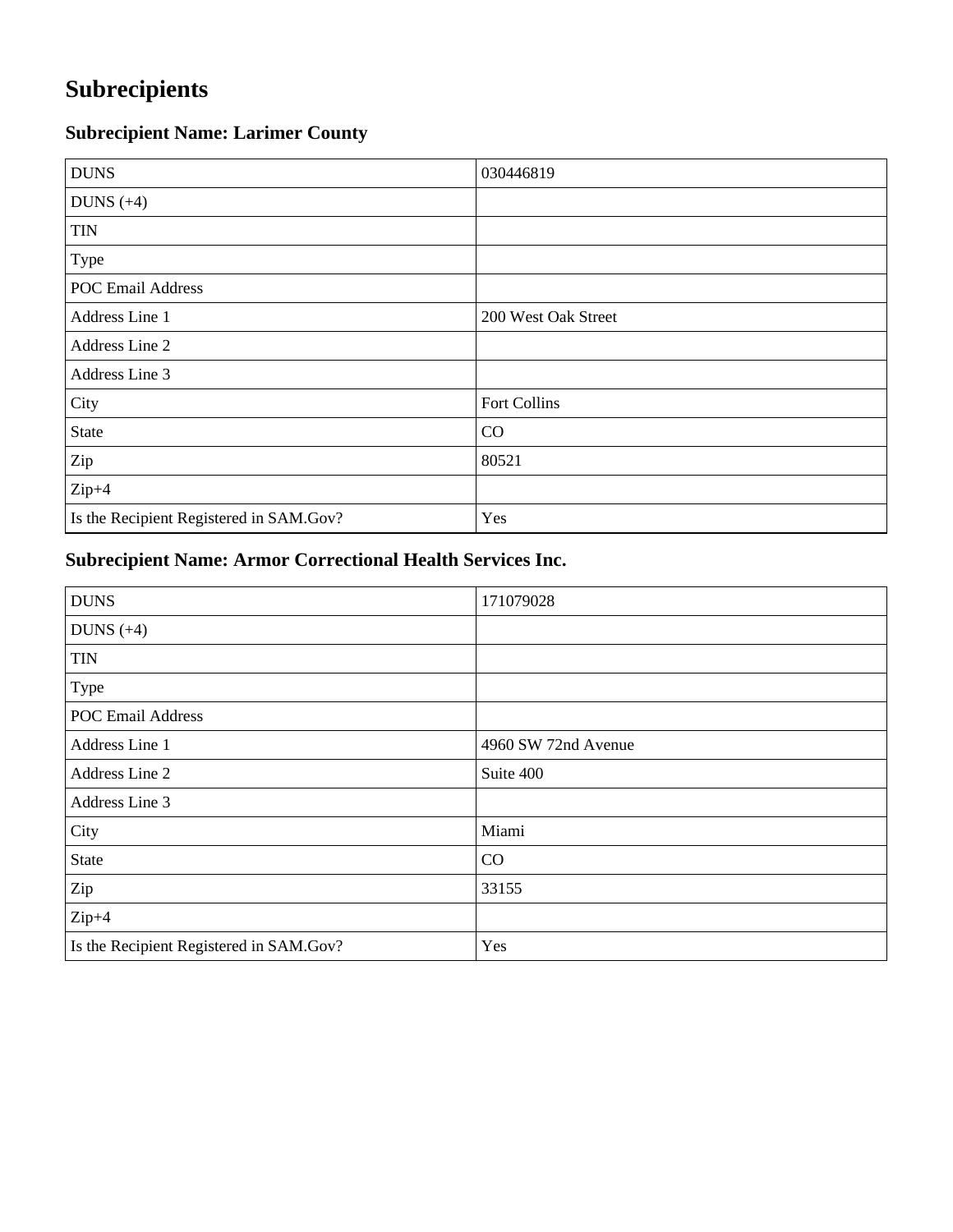# Subrecipients

## Subrecipient Name: Larimer County

| | |
|---|---|
| DUNS | 030446819 |
| DUNS (+4) | |
| TIN | |
| Type | |
| POC Email Address | |
| Address Line 1 | 200 West Oak Street |
| Address Line 2 | |
| Address Line 3 | |
| City | Fort Collins |
| State | CO |
| Zip | 80521 |
| Zip+4 | |
| Is the Recipient Registered in SAM.Gov? | Yes |

## Subrecipient Name: Armor Correctional Health Services Inc.

| | |
|---|---|
| DUNS | 171079028 |
| DUNS (+4) | |
| TIN | |
| Type | |
| POC Email Address | |
| Address Line 1 | 4960 SW 72nd Avenue |
| Address Line 2 | Suite 400 |
| Address Line 3 | |
| City | Miami |
| State | CO |
| Zip | 33155 |
| Zip+4 | |
| Is the Recipient Registered in SAM.Gov? | Yes |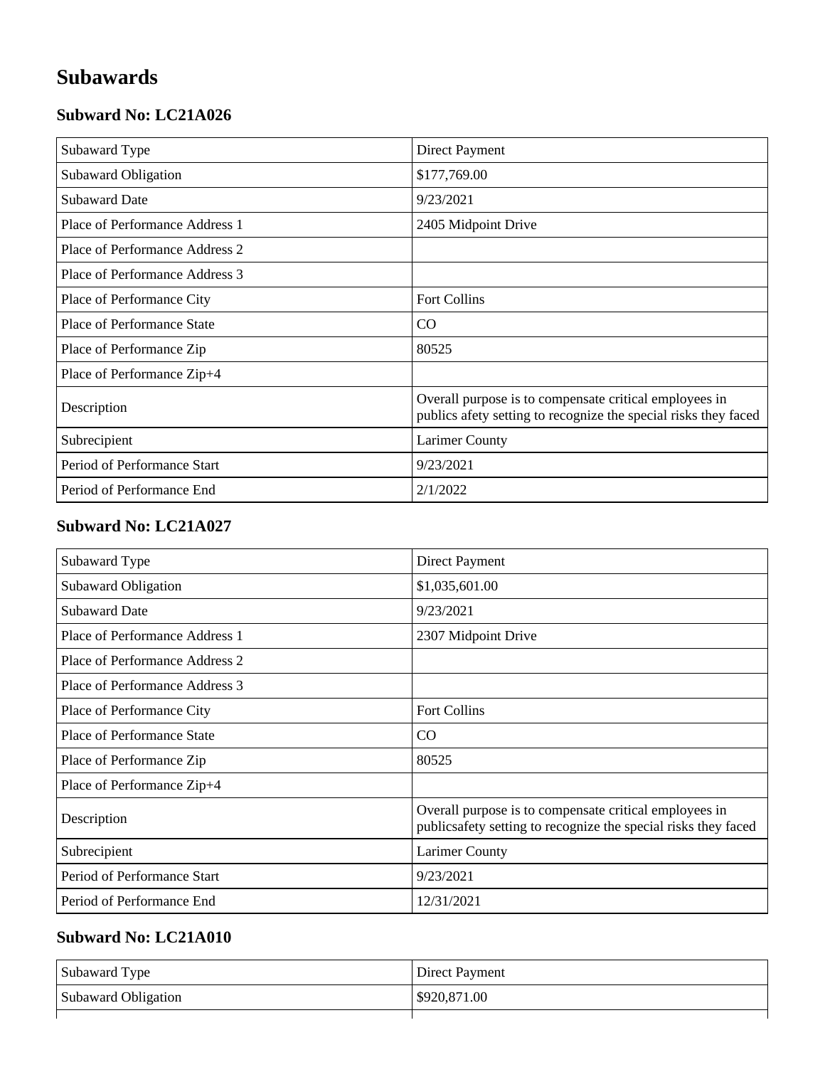# Subawards

### Subward No: LC21A026

| | |
|---|---|
| Subaward Type | Direct Payment |
| Subaward Obligation | $177,769.00 |
| Subaward Date | 9/23/2021 |
| Place of Performance Address 1 | 2405 Midpoint Drive |
| Place of Performance Address 2 | |
| Place of Performance Address 3 | |
| Place of Performance City | Fort Collins |
| Place of Performance State | CO |
| Place of Performance Zip | 80525 |
| Place of Performance Zip+4 | |
| Description | Overall purpose is to compensate critical employees in publics afety setting to recognize the special risks they faced |
| Subrecipient | Larimer County |
| Period of Performance Start | 9/23/2021 |
| Period of Performance End | 2/1/2022 |

### Subward No: LC21A027

| | |
|---|---|
| Subaward Type | Direct Payment |
| Subaward Obligation | $1,035,601.00 |
| Subaward Date | 9/23/2021 |
| Place of Performance Address 1 | 2307 Midpoint Drive |
| Place of Performance Address 2 | |
| Place of Performance Address 3 | |
| Place of Performance City | Fort Collins |
| Place of Performance State | CO |
| Place of Performance Zip | 80525 |
| Place of Performance Zip+4 | |
| Description | Overall purpose is to compensate critical employees in publicsafety setting to recognize the special risks they faced |
| Subrecipient | Larimer County |
| Period of Performance Start | 9/23/2021 |
| Period of Performance End | 12/31/2021 |

### Subward No: LC21A010

| | |
|---|---|
| Subaward Type | Direct Payment |
| Subaward Obligation | $920,871.00 |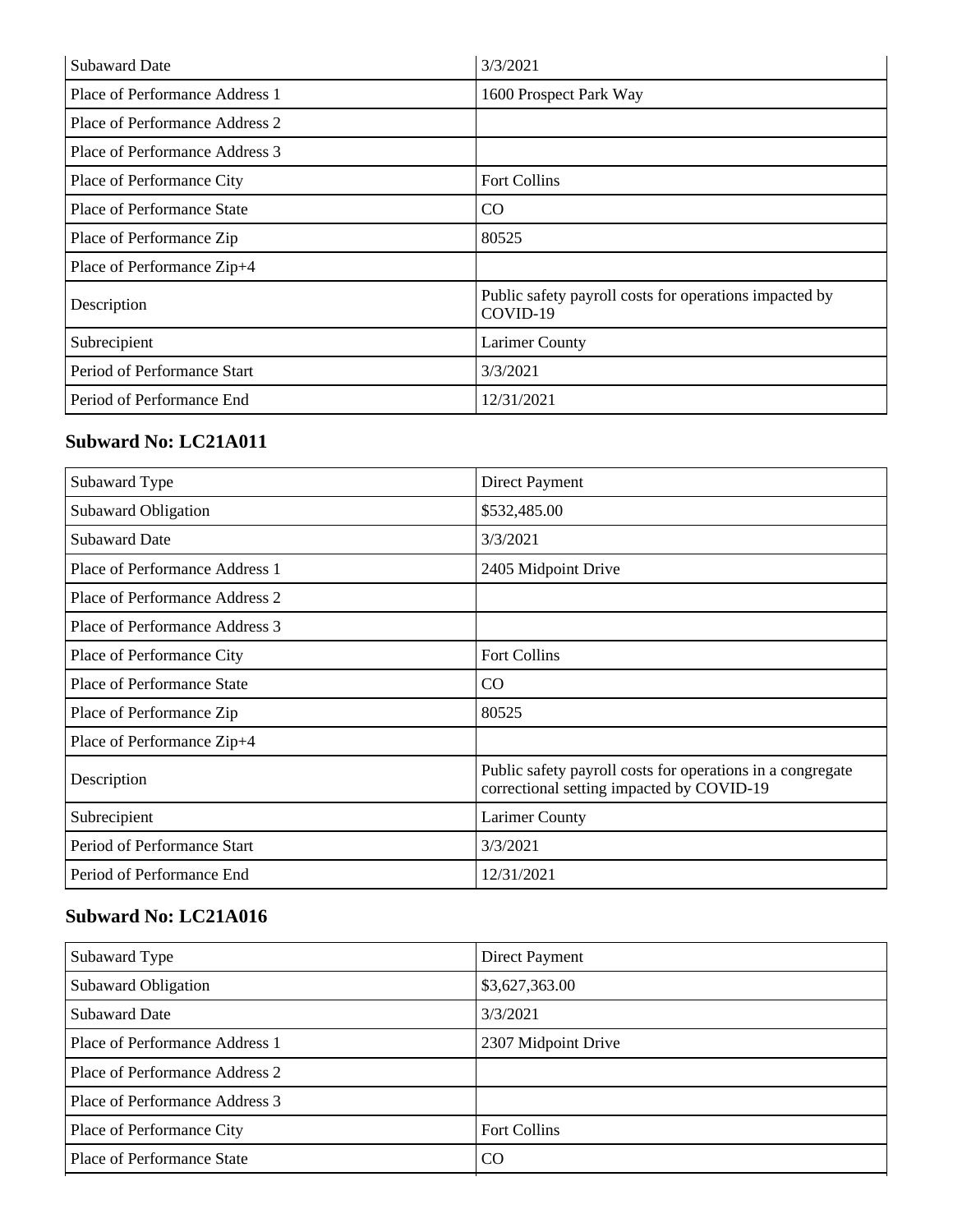| | |
|---|---|
| Subaward Date | 3/3/2021 |
| Place of Performance Address 1 | 1600 Prospect Park Way |
| Place of Performance Address 2 | |
| Place of Performance Address 3 | |
| Place of Performance City | Fort Collins |
| Place of Performance State | CO |
| Place of Performance Zip | 80525 |
| Place of Performance Zip+4 | |
| Description | Public safety payroll costs for operations impacted by COVID-19 |
| Subrecipient | Larimer County |
| Period of Performance Start | 3/3/2021 |
| Period of Performance End | 12/31/2021 |

## Subward No: LC21A011

| | |
|---|---|
| Subaward Type | Direct Payment |
| Subaward Obligation | $532,485.00 |
| Subaward Date | 3/3/2021 |
| Place of Performance Address 1 | 2405 Midpoint Drive |
| Place of Performance Address 2 | |
| Place of Performance Address 3 | |
| Place of Performance City | Fort Collins |
| Place of Performance State | CO |
| Place of Performance Zip | 80525 |
| Place of Performance Zip+4 | |
| Description | Public safety payroll costs for operations in a congregate correctional setting impacted by COVID-19 |
| Subrecipient | Larimer County |
| Period of Performance Start | 3/3/2021 |
| Period of Performance End | 12/31/2021 |

## Subward No: LC21A016

| | |
|---|---|
| Subaward Type | Direct Payment |
| Subaward Obligation | $3,627,363.00 |
| Subaward Date | 3/3/2021 |
| Place of Performance Address 1 | 2307 Midpoint Drive |
| Place of Performance Address 2 | |
| Place of Performance Address 3 | |
| Place of Performance City | Fort Collins |
| Place of Performance State | CO |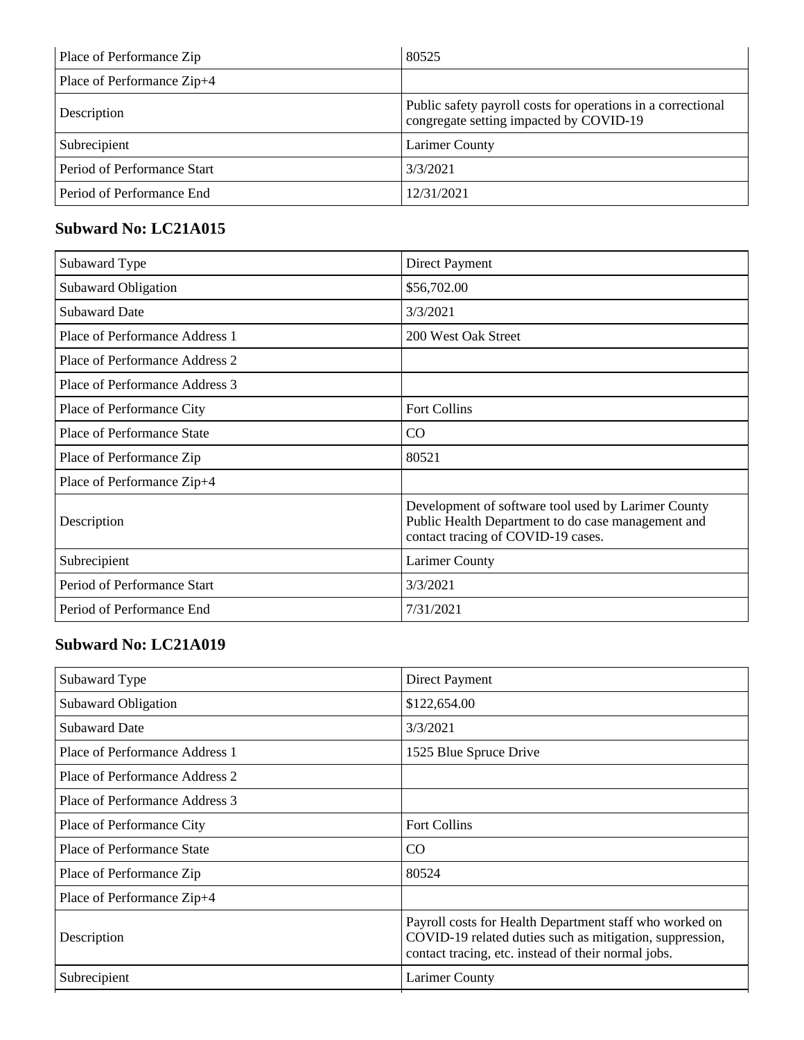| Place of Performance Zip | 80525 |
|---|---|
| Place of Performance Zip+4 | |
| Description | Public safety payroll costs for operations in a correctional congregate setting impacted by COVID-19 |
| Subrecipient | Larimer County |
| Period of Performance Start | 3/3/2021 |
| Period of Performance End | 12/31/2021 |

## Subward No: LC21A015

| Subaward Type | Direct Payment |
|---|---|
| Subaward Obligation | $56,702.00 |
| Subaward Date | 3/3/2021 |
| Place of Performance Address 1 | 200 West Oak Street |
| Place of Performance Address 2 | |
| Place of Performance Address 3 | |
| Place of Performance City | Fort Collins |
| Place of Performance State | CO |
| Place of Performance Zip | 80521 |
| Place of Performance Zip+4 | |
| Description | Development of software tool used by Larimer County Public Health Department to do case management and contact tracing of COVID-19 cases. |
| Subrecipient | Larimer County |
| Period of Performance Start | 3/3/2021 |
| Period of Performance End | 7/31/2021 |

## Subward No: LC21A019

| Subaward Type | Direct Payment |
|---|---|
| Subaward Obligation | $122,654.00 |
| Subaward Date | 3/3/2021 |
| Place of Performance Address 1 | 1525 Blue Spruce Drive |
| Place of Performance Address 2 | |
| Place of Performance Address 3 | |
| Place of Performance City | Fort Collins |
| Place of Performance State | CO |
| Place of Performance Zip | 80524 |
| Place of Performance Zip+4 | |
| Description | Payroll costs for Health Department staff who worked on COVID-19 related duties such as mitigation, suppression, contact tracing, etc. instead of their normal jobs. |
| Subrecipient | Larimer County |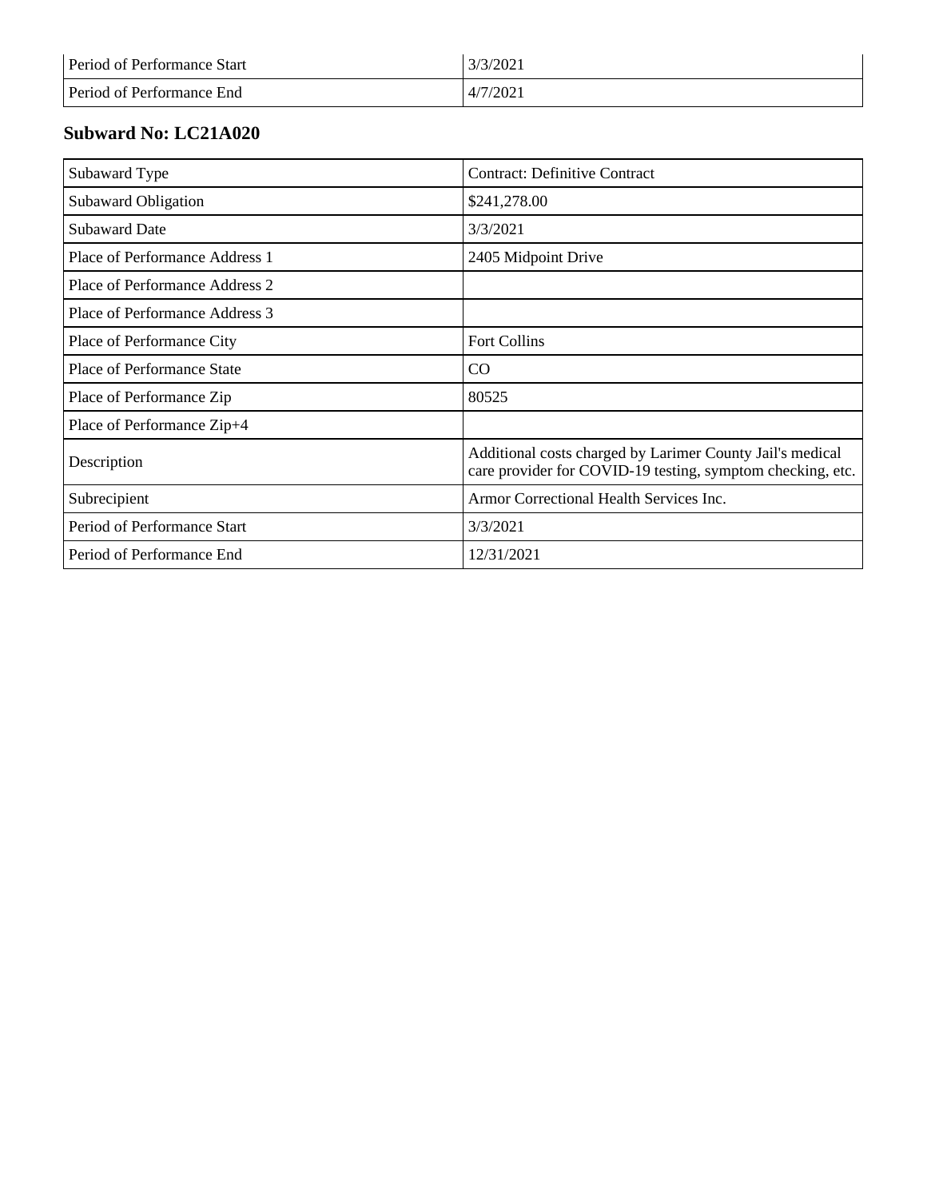| | |
|---|---|
| Period of Performance Start | 3/3/2021 |
| Period of Performance End | 4/7/2021 |

### Subward No: LC21A020

| | |
|---|---|
| Subaward Type | Contract: Definitive Contract |
| Subaward Obligation | $241,278.00 |
| Subaward Date | 3/3/2021 |
| Place of Performance Address 1 | 2405 Midpoint Drive |
| Place of Performance Address 2 | |
| Place of Performance Address 3 | |
| Place of Performance City | Fort Collins |
| Place of Performance State | CO |
| Place of Performance Zip | 80525 |
| Place of Performance Zip+4 | |
| Description | Additional costs charged by Larimer County Jail's medical care provider for COVID-19 testing, symptom checking, etc. |
| Subrecipient | Armor Correctional Health Services Inc. |
| Period of Performance Start | 3/3/2021 |
| Period of Performance End | 12/31/2021 |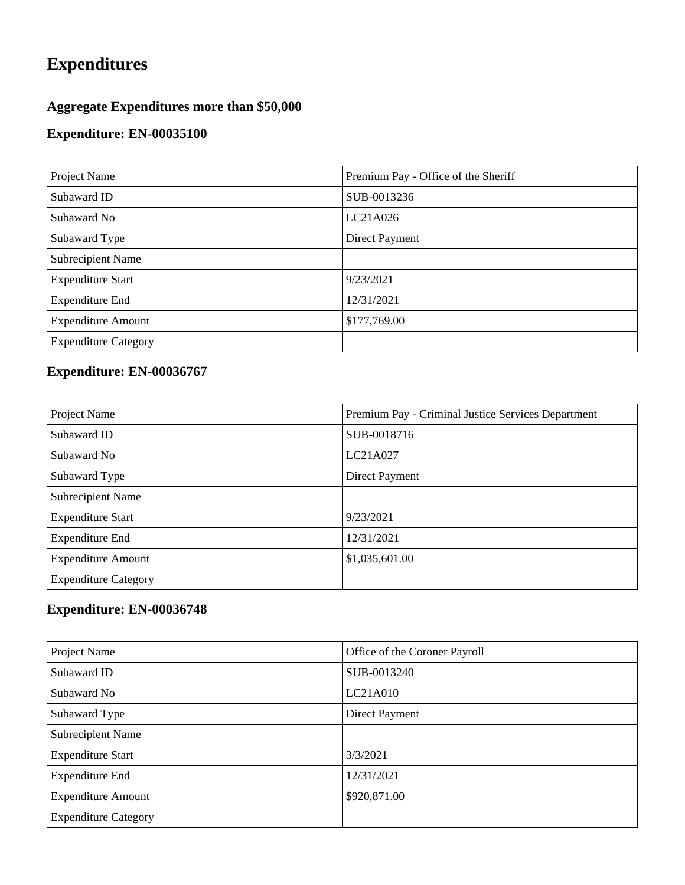# Expenditures

### Aggregate Expenditures more than $50,000

### Expenditure: EN-00035100

| Project Name | Premium Pay - Office of the Sheriff |
|---|---|
| Subaward ID | SUB-0013236 |
| Subaward No | LC21A026 |
| Subaward Type | Direct Payment |
| Subrecipient Name | |
| Expenditure Start | 9/23/2021 |
| Expenditure End | 12/31/2021 |
| Expenditure Amount | $177,769.00 |
| Expenditure Category | |

### Expenditure: EN-00036767

| Project Name | Premium Pay - Criminal Justice Services Department |
|---|---|
| Subaward ID | SUB-0018716 |
| Subaward No | LC21A027 |
| Subaward Type | Direct Payment |
| Subrecipient Name | |
| Expenditure Start | 9/23/2021 |
| Expenditure End | 12/31/2021 |
| Expenditure Amount | $1,035,601.00 |
| Expenditure Category | |

### Expenditure: EN-00036748

| Project Name | Office of the Coroner Payroll |
|---|---|
| Subaward ID | SUB-0013240 |
| Subaward No | LC21A010 |
| Subaward Type | Direct Payment |
| Subrecipient Name | |
| Expenditure Start | 3/3/2021 |
| Expenditure End | 12/31/2021 |
| Expenditure Amount | $920,871.00 |
| Expenditure Category | |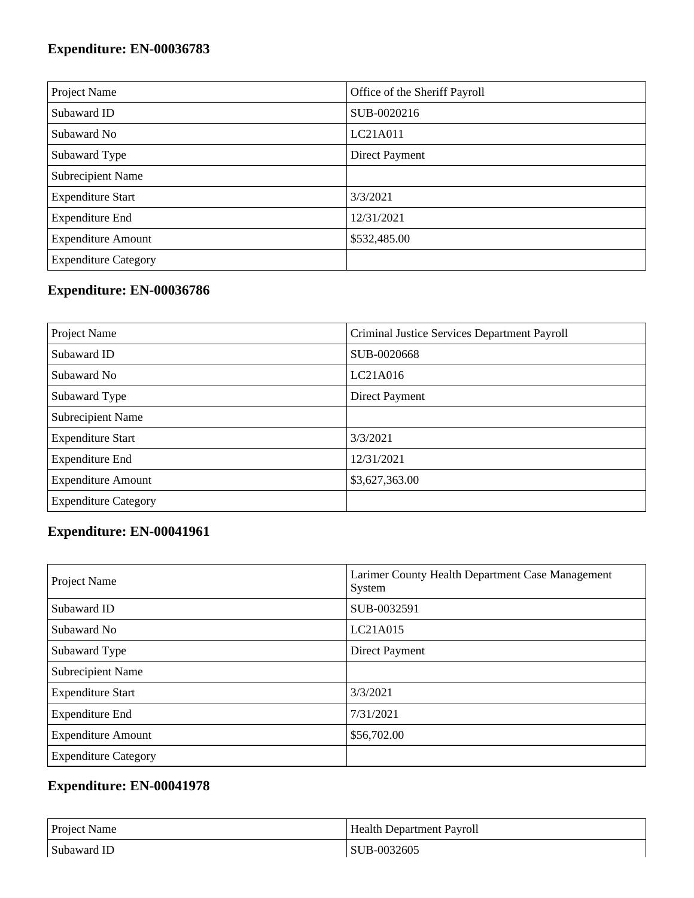### Expenditure: EN-00036783

| Project Name | Office of the Sheriff Payroll |
|---|---|
| Subaward ID | SUB-0020216 |
| Subaward No | LC21A011 |
| Subaward Type | Direct Payment |
| Subrecipient Name | |
| Expenditure Start | 3/3/2021 |
| Expenditure End | 12/31/2021 |
| Expenditure Amount | $532,485.00 |
| Expenditure Category | |

### Expenditure: EN-00036786

| Project Name | Criminal Justice Services Department Payroll |
|---|---|
| Subaward ID | SUB-0020668 |
| Subaward No | LC21A016 |
| Subaward Type | Direct Payment |
| Subrecipient Name | |
| Expenditure Start | 3/3/2021 |
| Expenditure End | 12/31/2021 |
| Expenditure Amount | $3,627,363.00 |
| Expenditure Category | |

### Expenditure: EN-00041961

| Project Name | Larimer County Health Department Case Management System |
|---|---|
| Subaward ID | SUB-0032591 |
| Subaward No | LC21A015 |
| Subaward Type | Direct Payment |
| Subrecipient Name | |
| Expenditure Start | 3/3/2021 |
| Expenditure End | 7/31/2021 |
| Expenditure Amount | $56,702.00 |
| Expenditure Category | |

### Expenditure: EN-00041978

| Project Name | Health Department Payroll |
|---|---|
| Subaward ID | SUB-0032605 |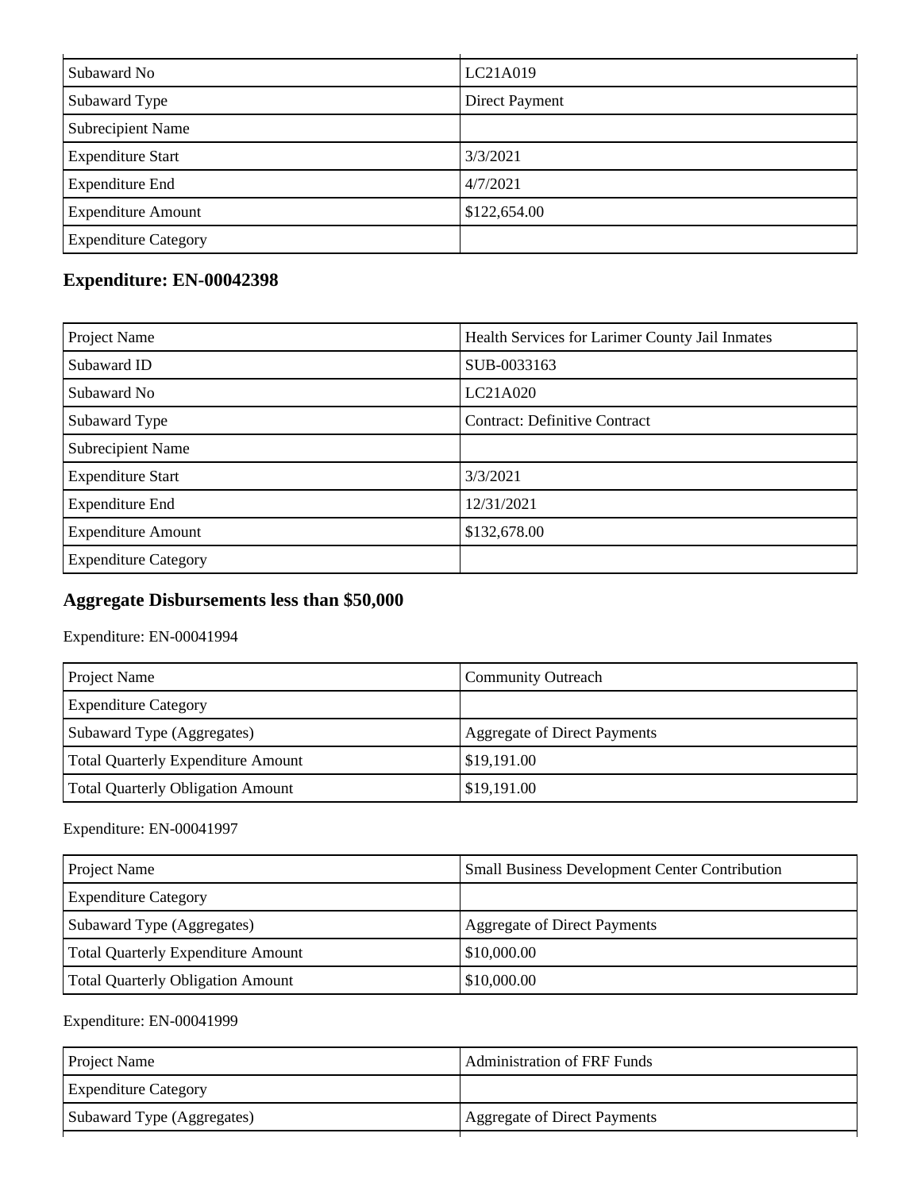| | |
|---|---|
| Subaward No | LC21A019 |
| Subaward Type | Direct Payment |
| Subrecipient Name | |
| Expenditure Start | 3/3/2021 |
| Expenditure End | 4/7/2021 |
| Expenditure Amount | $122,654.00 |
| Expenditure Category | |

## Expenditure: EN-00042398

| | |
|---|---|
| Project Name | Health Services for Larimer County Jail Inmates |
| Subaward ID | SUB-0033163 |
| Subaward No | LC21A020 |
| Subaward Type | Contract: Definitive Contract |
| Subrecipient Name | |
| Expenditure Start | 3/3/2021 |
| Expenditure End | 12/31/2021 |
| Expenditure Amount | $132,678.00 |
| Expenditure Category | |

## Aggregate Disbursements less than $50,000

Expenditure: EN-00041994

| | |
|---|---|
| Project Name | Community Outreach |
| Expenditure Category | |
| Subaward Type (Aggregates) | Aggregate of Direct Payments |
| Total Quarterly Expenditure Amount | $19,191.00 |
| Total Quarterly Obligation Amount | $19,191.00 |

Expenditure: EN-00041997

| | |
|---|---|
| Project Name | Small Business Development Center Contribution |
| Expenditure Category | |
| Subaward Type (Aggregates) | Aggregate of Direct Payments |
| Total Quarterly Expenditure Amount | $10,000.00 |
| Total Quarterly Obligation Amount | $10,000.00 |

Expenditure: EN-00041999

| | |
|---|---|
| Project Name | Administration of FRF Funds |
| Expenditure Category | |
| Subaward Type (Aggregates) | Aggregate of Direct Payments |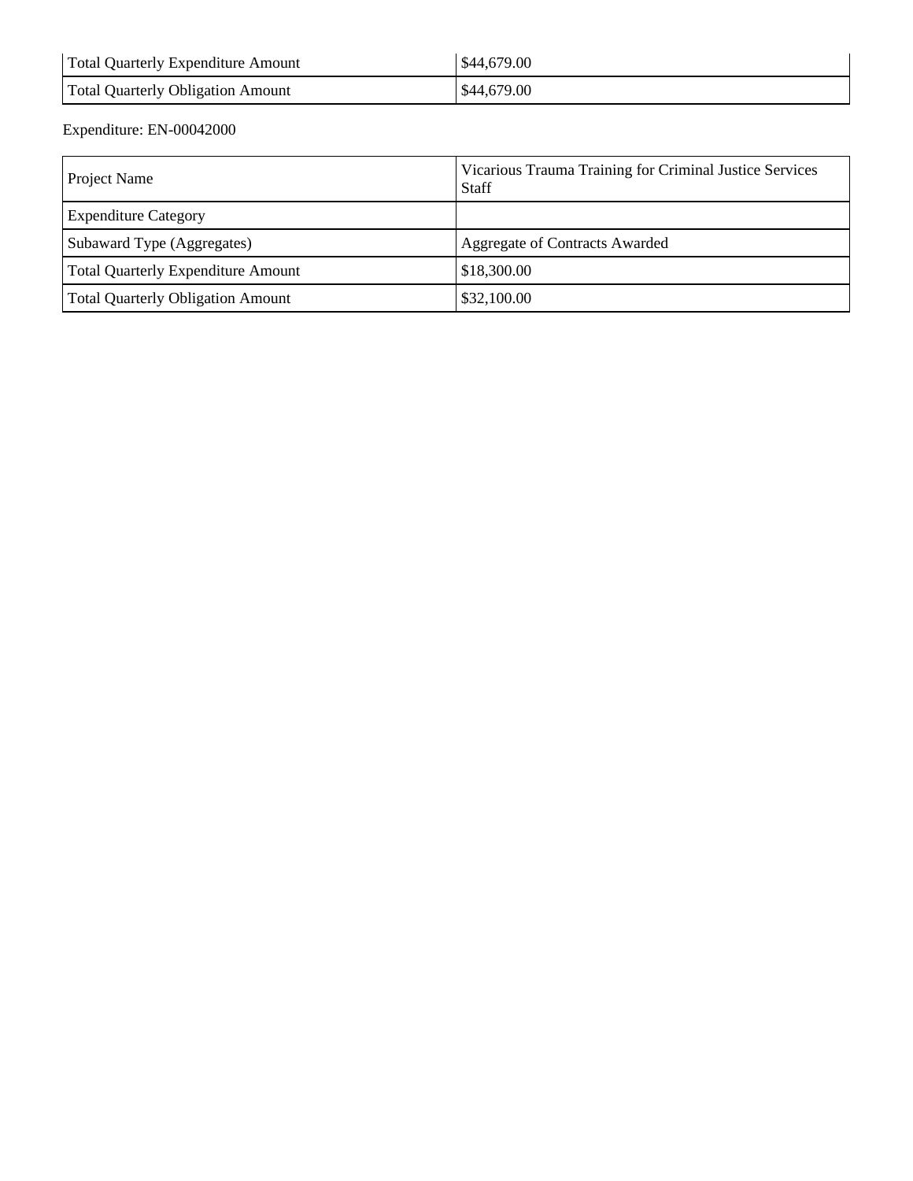| | |
|---|---|
| Total Quarterly Expenditure Amount | $44,679.00 |
| Total Quarterly Obligation Amount | $44,679.00 |

Expenditure: EN-00042000

| | |
|---|---|
| Project Name | Vicarious Trauma Training for Criminal Justice Services Staff |
| Expenditure Category | |
| Subaward Type (Aggregates) | Aggregate of Contracts Awarded |
| Total Quarterly Expenditure Amount | $18,300.00 |
| Total Quarterly Obligation Amount | $32,100.00 |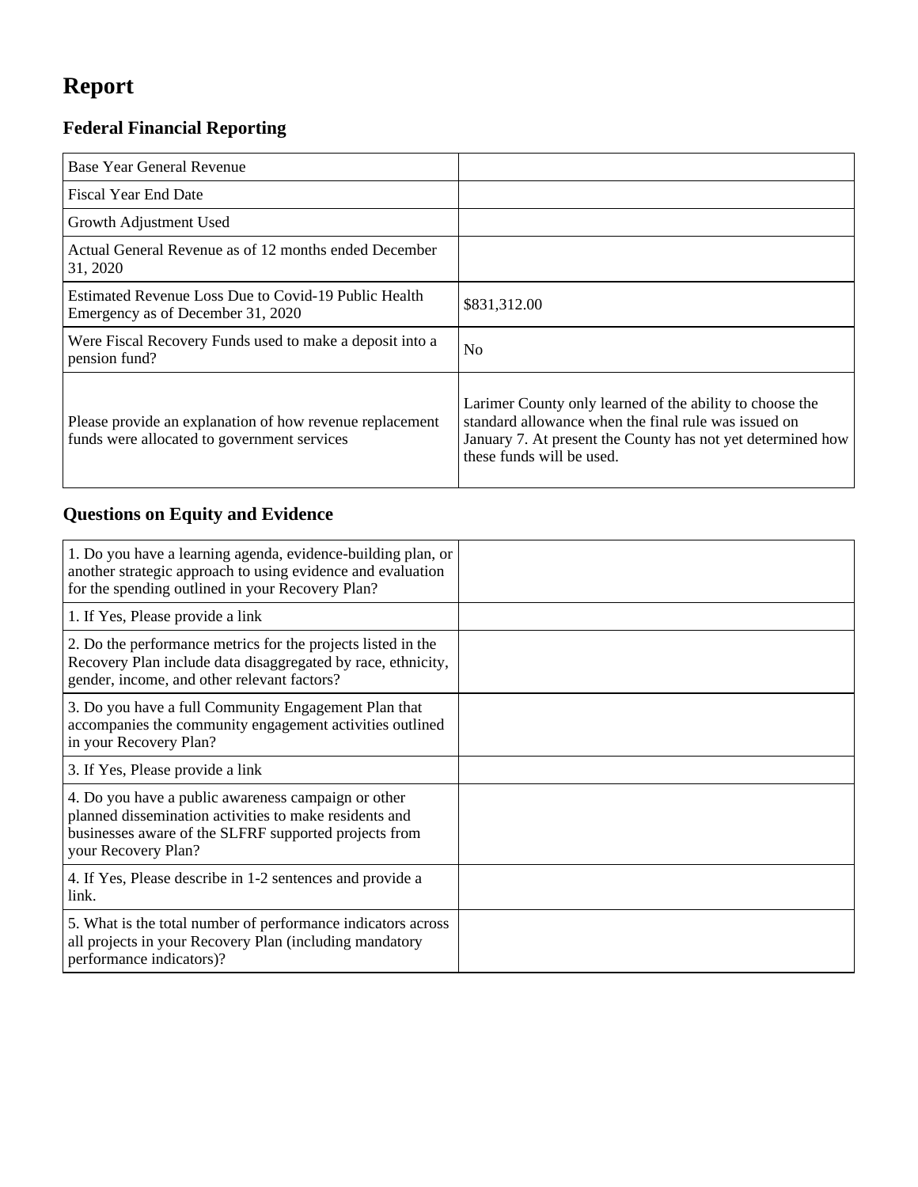# Report

## Federal Financial Reporting

| | |
|---|---|
| Base Year General Revenue | |
| Fiscal Year End Date | |
| Growth Adjustment Used | |
| Actual General Revenue as of 12 months ended December 31, 2020 | |
| Estimated Revenue Loss Due to Covid-19 Public Health Emergency as of December 31, 2020 | $831,312.00 |
| Were Fiscal Recovery Funds used to make a deposit into a pension fund? | No |
| Please provide an explanation of how revenue replacement funds were allocated to government services | Larimer County only learned of the ability to choose the standard allowance when the final rule was issued on January 7. At present the County has not yet determined how these funds will be used. |

## Questions on Equity and Evidence

| | |
|---|---|
| 1. Do you have a learning agenda, evidence-building plan, or another strategic approach to using evidence and evaluation for the spending outlined in your Recovery Plan? | |
| 1. If Yes, Please provide a link | |
| 2. Do the performance metrics for the projects listed in the Recovery Plan include data disaggregated by race, ethnicity, gender, income, and other relevant factors? | |
| 3. Do you have a full Community Engagement Plan that accompanies the community engagement activities outlined in your Recovery Plan? | |
| 3. If Yes, Please provide a link | |
| 4. Do you have a public awareness campaign or other planned dissemination activities to make residents and businesses aware of the SLFRF supported projects from your Recovery Plan? | |
| 4. If Yes, Please describe in 1-2 sentences and provide a link. | |
| 5. What is the total number of performance indicators across all projects in your Recovery Plan (including mandatory performance indicators)? | |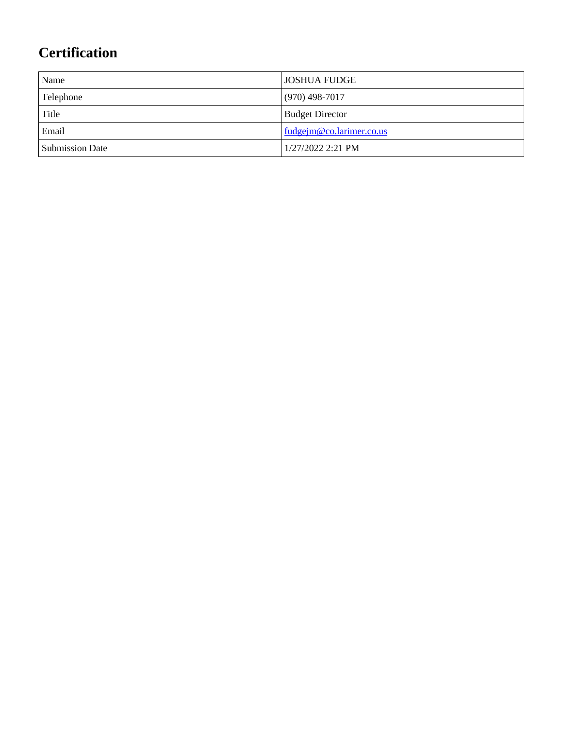# Certification

| | |
|---|---|
| Name | JOSHUA FUDGE |
| Telephone | (970) 498-7017 |
| Title | Budget Director |
| Email | fudgejm@co.larimer.co.us |
| Submission Date | 1/27/2022 2:21 PM |